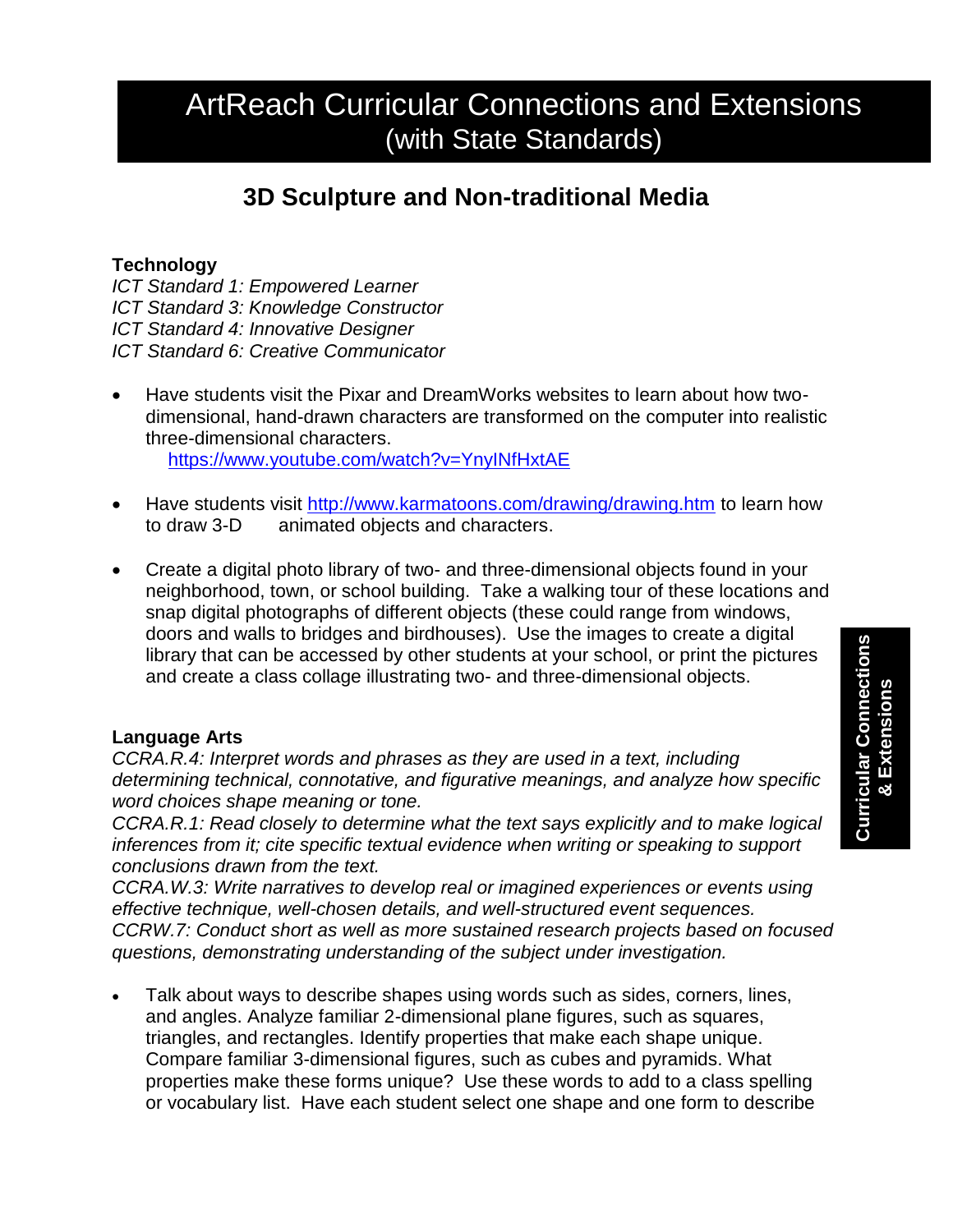# ArtReach Curricular Connections and Extensions (with State Standards)

## 3D Sculpture and Non-traditional Media

**Technology**

*ICT Standard 1: Empowered Learner*
*ICT Standard 3: Knowledge Constructor*
*ICT Standard 4: Innovative Designer*
*ICT Standard 6: Creative Communicator*

- Have students visit the Pixar and DreamWorks websites to learn about how two-dimensional, hand-drawn characters are transformed on the computer into realistic three-dimensional characters.
  https://www.youtube.com/watch?v=YnyINfHxtAE

- Have students visit http://www.karmatoons.com/drawing/drawing.htm to learn how to draw 3-D animated objects and characters.

- Create a digital photo library of two- and three-dimensional objects found in your neighborhood, town, or school building. Take a walking tour of these locations and snap digital photographs of different objects (these could range from windows, doors and walls to bridges and birdhouses). Use the images to create a digital library that can be accessed by other students at your school, or print the pictures and create a class collage illustrating two- and three-dimensional objects.

**Language Arts**

*CCRA.R.4: Interpret words and phrases as they are used in a text, including determining technical, connotative, and figurative meanings, and analyze how specific word choices shape meaning or tone.*
*CCRA.R.1: Read closely to determine what the text says explicitly and to make logical inferences from it; cite specific textual evidence when writing or speaking to support conclusions drawn from the text.*
*CCRA.W.3: Write narratives to develop real or imagined experiences or events using effective technique, well-chosen details, and well-structured event sequences.*
*CCRW.7: Conduct short as well as more sustained research projects based on focused questions, demonstrating understanding of the subject under investigation.*

- Talk about ways to describe shapes using words such as sides, corners, lines, and angles. Analyze familiar 2-dimensional plane figures, such as squares, triangles, and rectangles. Identify properties that make each shape unique. Compare familiar 3-dimensional figures, such as cubes and pyramids. What properties make these forms unique? Use these words to add to a class spelling or vocabulary list. Have each student select one shape and one form to describe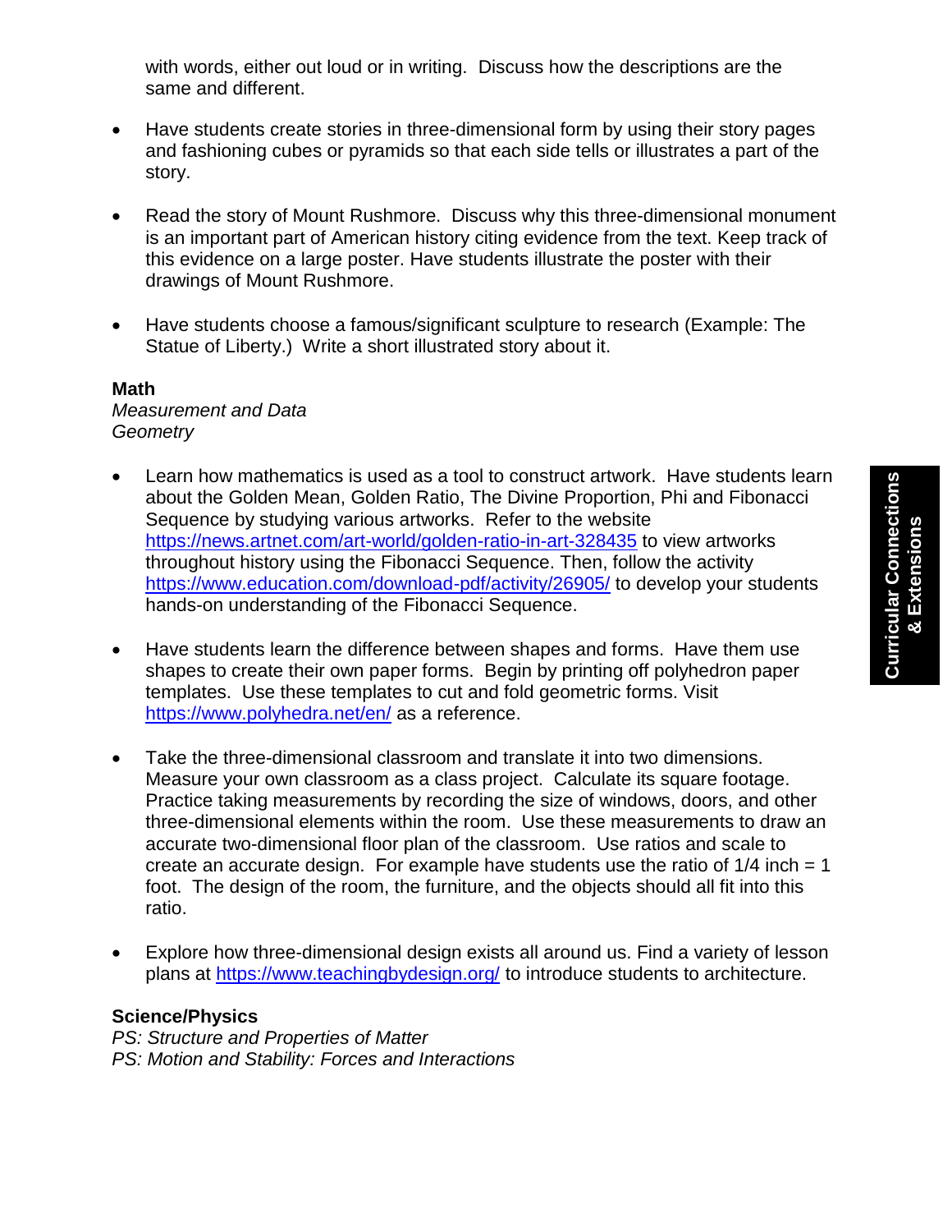with words, either out loud or in writing. Discuss how the descriptions are the same and different.

- Have students create stories in three-dimensional form by using their story pages and fashioning cubes or pyramids so that each side tells or illustrates a part of the story.

- Read the story of Mount Rushmore. Discuss why this three-dimensional monument is an important part of American history citing evidence from the text. Keep track of this evidence on a large poster. Have students illustrate the poster with their drawings of Mount Rushmore.

- Have students choose a famous/significant sculpture to research (Example: The Statue of Liberty.) Write a short illustrated story about it.

**Math**
*Measurement and Data*
*Geometry*

- Learn how mathematics is used as a tool to construct artwork. Have students learn about the Golden Mean, Golden Ratio, The Divine Proportion, Phi and Fibonacci Sequence by studying various artworks. Refer to the website https://news.artnet.com/art-world/golden-ratio-in-art-328435 to view artworks throughout history using the Fibonacci Sequence. Then, follow the activity https://www.education.com/download-pdf/activity/26905/ to develop your students hands-on understanding of the Fibonacci Sequence.

- Have students learn the difference between shapes and forms. Have them use shapes to create their own paper forms. Begin by printing off polyhedron paper templates. Use these templates to cut and fold geometric forms. Visit https://www.polyhedra.net/en/ as a reference.

- Take the three-dimensional classroom and translate it into two dimensions. Measure your own classroom as a class project. Calculate its square footage. Practice taking measurements by recording the size of windows, doors, and other three-dimensional elements within the room. Use these measurements to draw an accurate two-dimensional floor plan of the classroom. Use ratios and scale to create an accurate design. For example have students use the ratio of 1/4 inch = 1 foot. The design of the room, the furniture, and the objects should all fit into this ratio.

- Explore how three-dimensional design exists all around us. Find a variety of lesson plans at https://www.teachingbydesign.org/ to introduce students to architecture.

**Science/Physics**
*PS: Structure and Properties of Matter*
*PS: Motion and Stability: Forces and Interactions*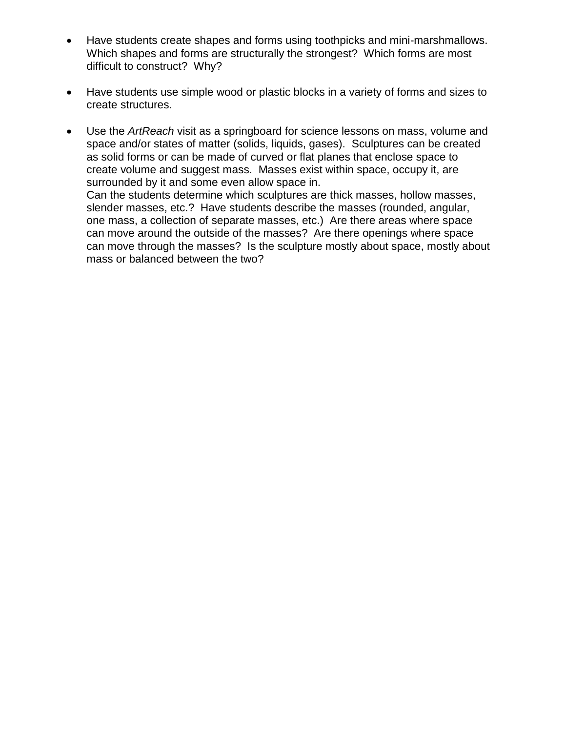- Have students create shapes and forms using toothpicks and mini-marshmallows. Which shapes and forms are structurally the strongest? Which forms are most difficult to construct? Why?

- Have students use simple wood or plastic blocks in a variety of forms and sizes to create structures.

- Use the *ArtReach* visit as a springboard for science lessons on mass, volume and space and/or states of matter (solids, liquids, gases). Sculptures can be created as solid forms or can be made of curved or flat planes that enclose space to create volume and suggest mass. Masses exist within space, occupy it, are surrounded by it and some even allow space in.
  Can the students determine which sculptures are thick masses, hollow masses, slender masses, etc.? Have students describe the masses (rounded, angular, one mass, a collection of separate masses, etc.) Are there areas where space can move around the outside of the masses? Are there openings where space can move through the masses? Is the sculpture mostly about space, mostly about mass or balanced between the two?